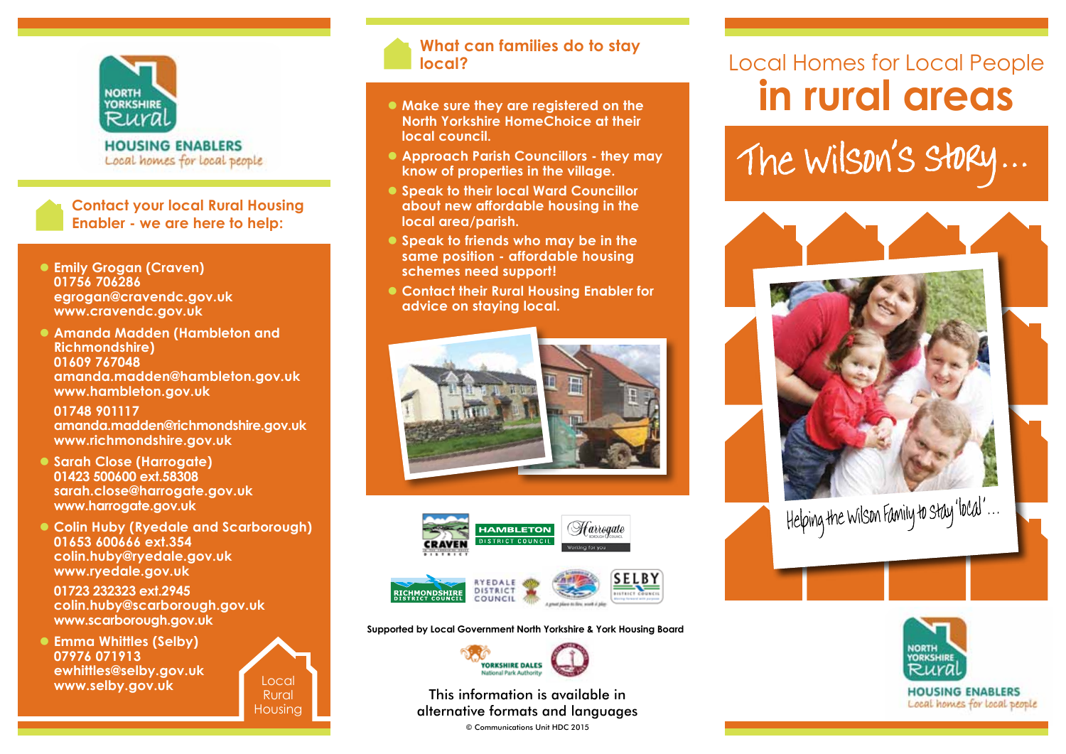NORTH YORKSHIRE Rural

HOUSING ENABLERS
Local homes for local people

## Contact your local Rural Housing Enabler - we are here to help:

- **Emily Grogan (Craven)**
  01756 706286
  egrogan@cravendc.gov.uk
  www.cravendc.gov.uk
- **Amanda Madden (Hambleton and Richmondshire)**
  01609 767048
  amanda.madden@hambleton.gov.uk
  www.hambleton.gov.uk

  01748 901117
  amanda.madden@richmondshire.gov.uk
  www.richmondshire.gov.uk
- **Sarah Close (Harrogate)**
  01423 500600 ext.58308
  sarah.close@harrogate.gov.uk
  www.harrogate.gov.uk
- **Colin Huby (Ryedale and Scarborough)**
  01653 600666 ext.354
  colin.huby@ryedale.gov.uk
  www.ryedale.gov.uk

  01723 232323 ext.2945
  colin.huby@scarborough.gov.uk
  www.scarborough.gov.uk
- **Emma Whittles (Selby)**
  07976 071913
  ewhittles@selby.gov.uk
  www.selby.gov.uk

Local Rural Housing

## What can families do to stay local?

- Make sure they are registered on the North Yorkshire HomeChoice at their local council.
- Approach Parish Councillors - they may know of properties in the village.
- Speak to their local Ward Councillor about new affordable housing in the local area/parish.
- Speak to friends who may be in the same position - affordable housing schemes need support!
- Contact their Rural Housing Enabler for advice on staying local.

Supported by Local Government North Yorkshire & York Housing Board

This information is available in alternative formats and languages

© Communications Unit HDC 2015

# Local Homes for Local People in rural areas

## The Wilson's Story...

Helping the Wilson Family to stay 'local'...

NORTH YORKSHIRE Rural

HOUSING ENABLERS
Local homes for local people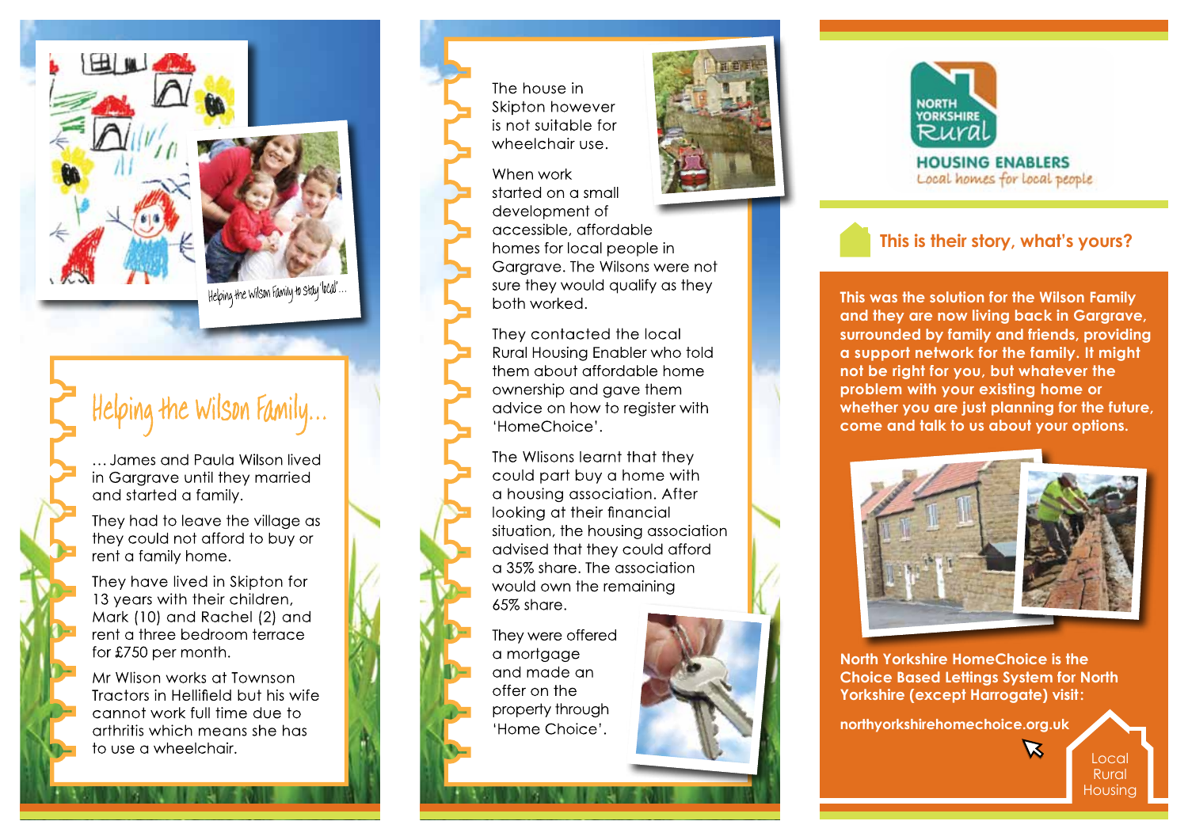Helping the Wilson Family to Stay 'local'...

# Helping the Wilson Family...

... James and Paula Wilson lived in Gargrave until they married and started a family.

They had to leave the village as they could not afford to buy or rent a family home.

They have lived in Skipton for 13 years with their children, Mark (10) and Rachel (2) and rent a three bedroom terrace for £750 per month.

Mr Wlison works at Townson Tractors in Hellifield but his wife cannot work full time due to arthritis which means she has to use a wheelchair.

The house in Skipton however is not suitable for wheelchair use.

When work started on a small development of accessible, affordable homes for local people in Gargrave. The Wilsons were not sure they would qualify as they both worked.

They contacted the local Rural Housing Enabler who told them about affordable home ownership and gave them advice on how to register with 'HomeChoice'.

The Wlisons learnt that they could part buy a home with a housing association. After looking at their financial situation, the housing association advised that they could afford a 35% share. The association would own the remaining 65% share.

They were offered a mortgage and made an offer on the property through 'Home Choice'.

NORTH YORKSHIRE Rural

HOUSING ENABLERS

Local homes for local people

## This is their story, what's yours?

**This was the solution for the Wilson Family and they are now living back in Gargrave, surrounded by family and friends, providing a support network for the family. It might not be right for you, but whatever the problem with your existing home or whether you are just planning for the future, come and talk to us about your options.**

**North Yorkshire HomeChoice is the Choice Based Lettings System for North Yorkshire (except Harrogate) visit:**

**northyorkshirehomechoice.org.uk**

Local Rural Housing